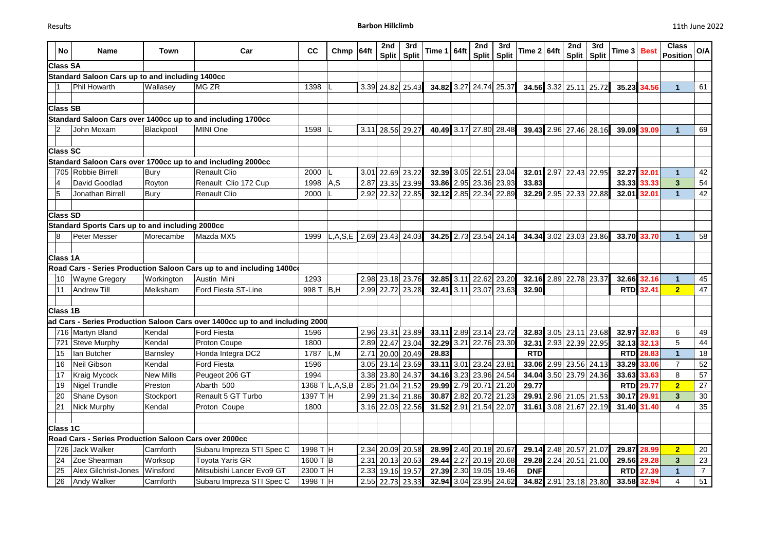Results **Barbon Hillclimb** 11th June 2022

| No | Name | Town | Car | CC | Chmp | 64ft | 2nd Split | 3rd Split | Time 1 | 64ft | 2nd Split | 3rd Split | Time 2 | 64ft | 2nd Split | 3rd Split | Time 3 | Best | Class Position | O/A |
|---|---|---|---|---|---|---|---|---|---|---|---|---|---|---|---|---|---|---|---|---|
| **Class SA** | | | | | | | | | | | | | | | | | | | | |
| **Standard Saloon Cars up to and including 1400cc** | | | | | | | | | | | | | | | | | | | | |
| 1 | Phil Howarth | Wallasey | MG ZR | 1398 | L | 3.39 | 24.82 | 25.43 | 34.82 | 3.27 | 24.74 | 25.37 | 34.56 | 3.32 | 25.11 | 25.72 | 35.23 | 34.56 | 1 | 61 |
| **Class SB** | | | | | | | | | | | | | | | | | | | | |
| **Standard Saloon Cars over 1400cc up to and including 1700cc** | | | | | | | | | | | | | | | | | | | | |
| 2 | John Moxam | Blackpool | MINI One | 1598 | L | 3.11 | 28.56 | 29.27 | 40.49 | 3.17 | 27.80 | 28.48 | 39.43 | 2.96 | 27.46 | 28.16 | 39.09 | 39.09 | 1 | 69 |
| **Class SC** | | | | | | | | | | | | | | | | | | | | |
| **Standard Saloon Cars over 1700cc up to and including 2000cc** | | | | | | | | | | | | | | | | | | | | |
| 705 | Robbie Birrell | Bury | Renault Clio | 2000 | L | 3.01 | 22.69 | 23.22 | 32.39 | 3.05 | 22.51 | 23.04 | 32.01 | 2.97 | 22.43 | 22.95 | 32.27 | 32.01 | 1 | 42 |
| 4 | David Goodlad | Royton | Renault Clio 172 Cup | 1998 | A,S | 2.87 | 23.35 | 23.99 | 33.86 | 2.95 | 23.36 | 23.93 | 33.83 | | | | 33.33 | 33.33 | 3 | 54 |
| 5 | Jonathan Birrell | Bury | Renault Clio | 2000 | L | 2.92 | 22.32 | 22.85 | 32.12 | 2.85 | 22.34 | 22.89 | 32.29 | 2.95 | 22.33 | 22.88 | 32.01 | 32.01 | 1 | 42 |
| **Class SD** | | | | | | | | | | | | | | | | | | | | |
| **Standard Sports Cars up to and including 2000cc** | | | | | | | | | | | | | | | | | | | | |
| 8 | Peter Messer | Morecambe | Mazda MX5 | 1999 | L,A,S,E | 2.69 | 23.43 | 24.03 | 34.25 | 2.73 | 23.54 | 24.14 | 34.34 | 3.02 | 23.03 | 23.86 | 33.70 | 33.70 | 1 | 58 |
| **Class 1A** | | | | | | | | | | | | | | | | | | | | |
| **Road Cars - Series Production Saloon Cars up to and including 1400cc** | | | | | | | | | | | | | | | | | | | | |
| 10 | Wayne Gregory | Workington | Austin Mini | 1293 | | 2.98 | 23.18 | 23.76 | 32.85 | 3.11 | 22.62 | 23.20 | 32.16 | 2.89 | 22.78 | 23.37 | 32.66 | 32.16 | 1 | 45 |
| 11 | Andrew Till | Melksham | Ford Fiesta ST-Line | 998 T | B,H | 2.99 | 22.72 | 23.28 | 32.41 | 3.11 | 23.07 | 23.63 | 32.90 | | | | RTD | 32.41 | 2 | 47 |
| **Class 1B** | | | | | | | | | | | | | | | | | | | | |
| **ad Cars - Series Production Saloon Cars over 1400cc up to and including 2000** | | | | | | | | | | | | | | | | | | | | |
| 716 | Martyn Bland | Kendal | Ford Fiesta | 1596 | | 2.96 | 23.31 | 23.89 | 33.11 | 2.89 | 23.14 | 23.72 | 32.83 | 3.05 | 23.11 | 23.68 | 32.97 | 32.83 | 6 | 49 |
| 721 | Steve Murphy | Kendal | Proton Coupe | 1800 | | 2.89 | 22.47 | 23.04 | 32.29 | 3.21 | 22.76 | 23.30 | 32.31 | 2.93 | 22.39 | 22.95 | 32.13 | 32.13 | 5 | 44 |
| 15 | Ian Butcher | Barnsley | Honda Integra DC2 | 1787 | L,M | 2.71 | 20.00 | 20.49 | 28.83 | | | | RTD | | | | RTD | 28.83 | 1 | 18 |
| 16 | Neil Gibson | Kendal | Ford Fiesta | 1596 | | 3.05 | 23.14 | 23.69 | 33.11 | 3.01 | 23.24 | 23.81 | 33.06 | 2.99 | 23.56 | 24.13 | 33.29 | 33.06 | 7 | 52 |
| 17 | Kraig Mycock | New Mills | Peugeot 206 GT | 1994 | | 3.38 | 23.80 | 24.37 | 34.16 | 3.23 | 23.96 | 24.54 | 34.04 | 3.50 | 23.79 | 24.36 | 33.63 | 33.63 | 8 | 57 |
| 19 | Nigel Trundle | Preston | Abarth 500 | 1368 T | L,A,S,B | 2.85 | 21.04 | 21.52 | 29.99 | 2.79 | 20.71 | 21.20 | 29.77 | | | | RTD | 29.77 | 2 | 27 |
| 20 | Shane Dyson | Stockport | Renault 5 GT Turbo | 1397 T | H | 2.99 | 21.34 | 21.86 | 30.87 | 2.82 | 20.72 | 21.23 | 29.91 | 2.96 | 21.05 | 21.53 | 30.17 | 29.91 | 3 | 30 |
| 21 | Nick Murphy | Kendal | Proton Coupe | 1800 | | 3.16 | 22.03 | 22.56 | 31.52 | 2.91 | 21.54 | 22.07 | 31.61 | 3.08 | 21.67 | 22.19 | 31.40 | 31.40 | 4 | 35 |
| **Class 1C** | | | | | | | | | | | | | | | | | | | | |
| **Road Cars - Series Production Saloon Cars over 2000cc** | | | | | | | | | | | | | | | | | | | | |
| 726 | Jack Walker | Carnforth | Subaru Impreza STI Spec C | 1998 T | H | 2.34 | 20.09 | 20.58 | 28.99 | 2.40 | 20.18 | 20.67 | 29.14 | 2.48 | 20.57 | 21.07 | 29.87 | 28.99 | 2 | 20 |
| 24 | Zoe Shearman | Worksop | Toyota Yaris GR | 1600 T | B | 2.31 | 20.13 | 20.63 | 29.44 | 2.27 | 20.19 | 20.68 | 29.28 | 2.24 | 20.51 | 21.00 | 29.56 | 29.28 | 3 | 23 |
| 25 | Alex Gilchrist-Jones | Winsford | Mitsubishi Lancer Evo9 GT | 2300 T | H | 2.33 | 19.16 | 19.57 | 27.39 | 2.30 | 19.05 | 19.46 | DNF | | | | RTD | 27.39 | 1 | 7 |
| 26 | Andy Walker | Carnforth | Subaru Impreza STI Spec C | 1998 T | H | 2.55 | 22.73 | 23.33 | 32.94 | 3.04 | 23.95 | 24.62 | 34.82 | 2.91 | 23.18 | 23.80 | 33.58 | 32.94 | 4 | 51 |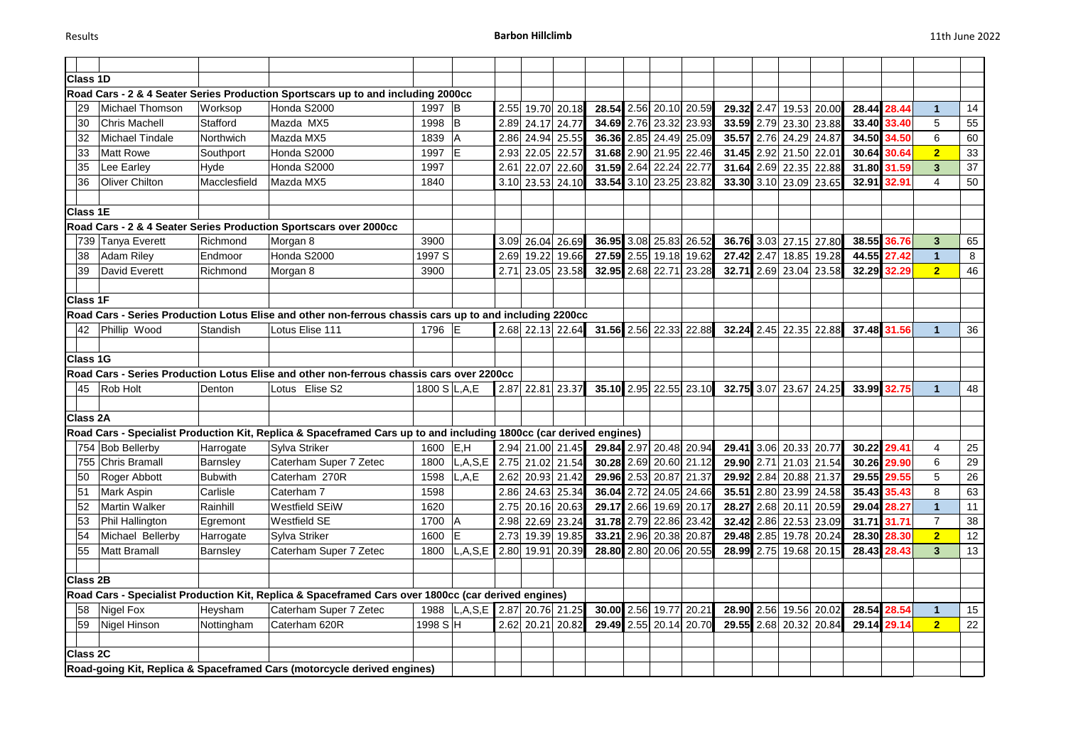| | | | | | | | | | | | | | | | | | | | | | |
|---|---|---|---|---|---|---|---|---|---|---|---|---|---|---|---|---|---|---|---|---|---|
| **Class 1D** | | | | | | | | | | | | | | | | | | | | | |
| **Road Cars - 2 & 4 Seater Series Production Sportscars up to and including 2000cc** | | | | | | | | | | | | | | | | | | | | | |
| 29 | Michael Thomson | Worksop | Honda S2000 | 1997 | B | 2.55 | 19.70 | 20.18 | 28.54 | 2.56 | 20.10 | 20.59 | 29.32 | 2.47 | 19.53 | 20.00 | 28.44 | 28.44 | 1 | 14 |
| 30 | Chris Machell | Stafford | Mazda MX5 | 1998 | B | 2.89 | 24.17 | 24.77 | 34.69 | 2.76 | 23.32 | 23.93 | 33.59 | 2.79 | 23.30 | 23.88 | 33.40 | 33.40 | 5 | 55 |
| 32 | Michael Tindale | Northwich | Mazda MX5 | 1839 | A | 2.86 | 24.94 | 25.55 | 36.36 | 2.85 | 24.49 | 25.09 | 35.57 | 2.76 | 24.29 | 24.87 | 34.50 | 34.50 | 6 | 60 |
| 33 | Matt Rowe | Southport | Honda S2000 | 1997 | E | 2.93 | 22.05 | 22.57 | 31.68 | 2.90 | 21.95 | 22.46 | 31.45 | 2.92 | 21.50 | 22.01 | 30.64 | 30.64 | 2 | 33 |
| 35 | Lee Earley | Hyde | Honda S2000 | 1997 | | 2.61 | 22.07 | 22.60 | 31.59 | 2.64 | 22.24 | 22.77 | 31.64 | 2.69 | 22.35 | 22.88 | 31.80 | 31.59 | 3 | 37 |
| 36 | Oliver Chilton | Macclesfield | Mazda MX5 | 1840 | | 3.10 | 23.53 | 24.10 | 33.54 | 3.10 | 23.25 | 23.82 | 33.30 | 3.10 | 23.09 | 23.65 | 32.91 | 32.91 | 4 | 50 |
| | | | | | | | | | | | | | | | | | | | | |
| **Class 1E** | | | | | | | | | | | | | | | | | | | | | |
| **Road Cars - 2 & 4 Seater Series Production Sportscars over 2000cc** | | | | | | | | | | | | | | | | | | | | | |
| 739 | Tanya Everett | Richmond | Morgan 8 | 3900 | | 3.09 | 26.04 | 26.69 | 36.95 | 3.08 | 25.83 | 26.52 | 36.76 | 3.03 | 27.15 | 27.80 | 38.55 | 36.76 | 3 | 65 |
| 38 | Adam Riley | Endmoor | Honda S2000 | 1997 S | | 2.69 | 19.22 | 19.66 | 27.59 | 2.55 | 19.18 | 19.62 | 27.42 | 2.47 | 18.85 | 19.28 | 44.55 | 27.42 | 1 | 8 |
| 39 | David Everett | Richmond | Morgan 8 | 3900 | | 2.71 | 23.05 | 23.58 | 32.95 | 2.68 | 22.71 | 23.28 | 32.71 | 2.69 | 23.04 | 23.58 | 32.29 | 32.29 | 2 | 46 |
| | | | | | | | | | | | | | | | | | | | | |
| **Class 1F** | | | | | | | | | | | | | | | | | | | | | |
| **Road Cars - Series Production Lotus Elise and other non-ferrous chassis cars up to and including 2200cc** | | | | | | | | | | | | | | | | | | | | | |
| 42 | Phillip Wood | Standish | Lotus Elise 111 | 1796 | E | 2.68 | 22.13 | 22.64 | 31.56 | 2.56 | 22.33 | 22.88 | 32.24 | 2.45 | 22.35 | 22.88 | 37.48 | 31.56 | 1 | 36 |
| | | | | | | | | | | | | | | | | | | | | |
| **Class 1G** | | | | | | | | | | | | | | | | | | | | | |
| **Road Cars - Series Production Lotus Elise and other non-ferrous chassis cars over 2200cc** | | | | | | | | | | | | | | | | | | | | | |
| 45 | Rob Holt | Denton | Lotus Elise S2 | 1800 S | L,A,E | 2.87 | 22.81 | 23.37 | 35.10 | 2.95 | 22.55 | 23.10 | 32.75 | 3.07 | 23.67 | 24.25 | 33.99 | 32.75 | 1 | 48 |
| | | | | | | | | | | | | | | | | | | | | |
| **Class 2A** | | | | | | | | | | | | | | | | | | | | | |
| **Road Cars - Specialist Production Kit, Replica & Spaceframed Cars up to and including 1800cc (car derived engines)** | | | | | | | | | | | | | | | | | | | | | |
| 754 | Bob Bellerby | Harrogate | Sylva Striker | 1600 | E,H | 2.94 | 21.00 | 21.45 | 29.84 | 2.97 | 20.48 | 20.94 | 29.41 | 3.06 | 20.33 | 20.77 | 30.22 | 29.41 | 4 | 25 |
| 755 | Chris Bramall | Barnsley | Caterham Super 7 Zetec | 1800 | L,A,S,E | 2.75 | 21.02 | 21.54 | 30.28 | 2.69 | 20.60 | 21.12 | 29.90 | 2.71 | 21.03 | 21.54 | 30.26 | 29.90 | 6 | 29 |
| 50 | Roger Abbott | Bubwith | Caterham 270R | 1598 | L,A,E | 2.62 | 20.93 | 21.42 | 29.96 | 2.53 | 20.87 | 21.37 | 29.92 | 2.84 | 20.88 | 21.37 | 29.55 | 29.55 | 5 | 26 |
| 51 | Mark Aspin | Carlisle | Caterham 7 | 1598 | | 2.86 | 24.63 | 25.34 | 36.04 | 2.72 | 24.05 | 24.66 | 35.51 | 2.80 | 23.99 | 24.58 | 35.43 | 35.43 | 8 | 63 |
| 52 | Martin Walker | Rainhill | Westfield SEiW | 1620 | | 2.75 | 20.16 | 20.63 | 29.17 | 2.66 | 19.69 | 20.17 | 28.27 | 2.68 | 20.11 | 20.59 | 29.04 | 28.27 | 1 | 11 |
| 53 | Phil Hallington | Egremont | Westfield SE | 1700 | A | 2.98 | 22.69 | 23.24 | 31.78 | 2.79 | 22.86 | 23.42 | 32.42 | 2.86 | 22.53 | 23.09 | 31.71 | 31.71 | 7 | 38 |
| 54 | Michael Bellerby | Harrogate | Sylva Striker | 1600 | E | 2.73 | 19.39 | 19.85 | 33.21 | 2.96 | 20.38 | 20.87 | 29.48 | 2.85 | 19.78 | 20.24 | 28.30 | 28.30 | 2 | 12 |
| 55 | Matt Bramall | Barnsley | Caterham Super 7 Zetec | 1800 | L,A,S,E | 2.80 | 19.91 | 20.39 | 28.80 | 2.80 | 20.06 | 20.55 | 28.99 | 2.75 | 19.68 | 20.15 | 28.43 | 28.43 | 3 | 13 |
| | | | | | | | | | | | | | | | | | | | | |
| **Class 2B** | | | | | | | | | | | | | | | | | | | | | |
| **Road Cars - Specialist Production Kit, Replica & Spaceframed Cars over 1800cc (car derived engines)** | | | | | | | | | | | | | | | | | | | | | |
| 58 | Nigel Fox | Heysham | Caterham Super 7 Zetec | 1988 | L,A,S,E | 2.87 | 20.76 | 21.25 | 30.00 | 2.56 | 19.77 | 20.21 | 28.90 | 2.56 | 19.56 | 20.02 | 28.54 | 28.54 | 1 | 15 |
| 59 | Nigel Hinson | Nottingham | Caterham 620R | 1998 S | H | 2.62 | 20.21 | 20.82 | 29.49 | 2.55 | 20.14 | 20.70 | 29.55 | 2.68 | 20.32 | 20.84 | 29.14 | 29.14 | 2 | 22 |
| | | | | | | | | | | | | | | | | | | | | |
| **Class 2C** | | | | | | | | | | | | | | | | | | | | | |
| **Road-going Kit, Replica & Spaceframed Cars (motorcycle derived engines)** | | | | | | | | | | | | | | | | | | | | | |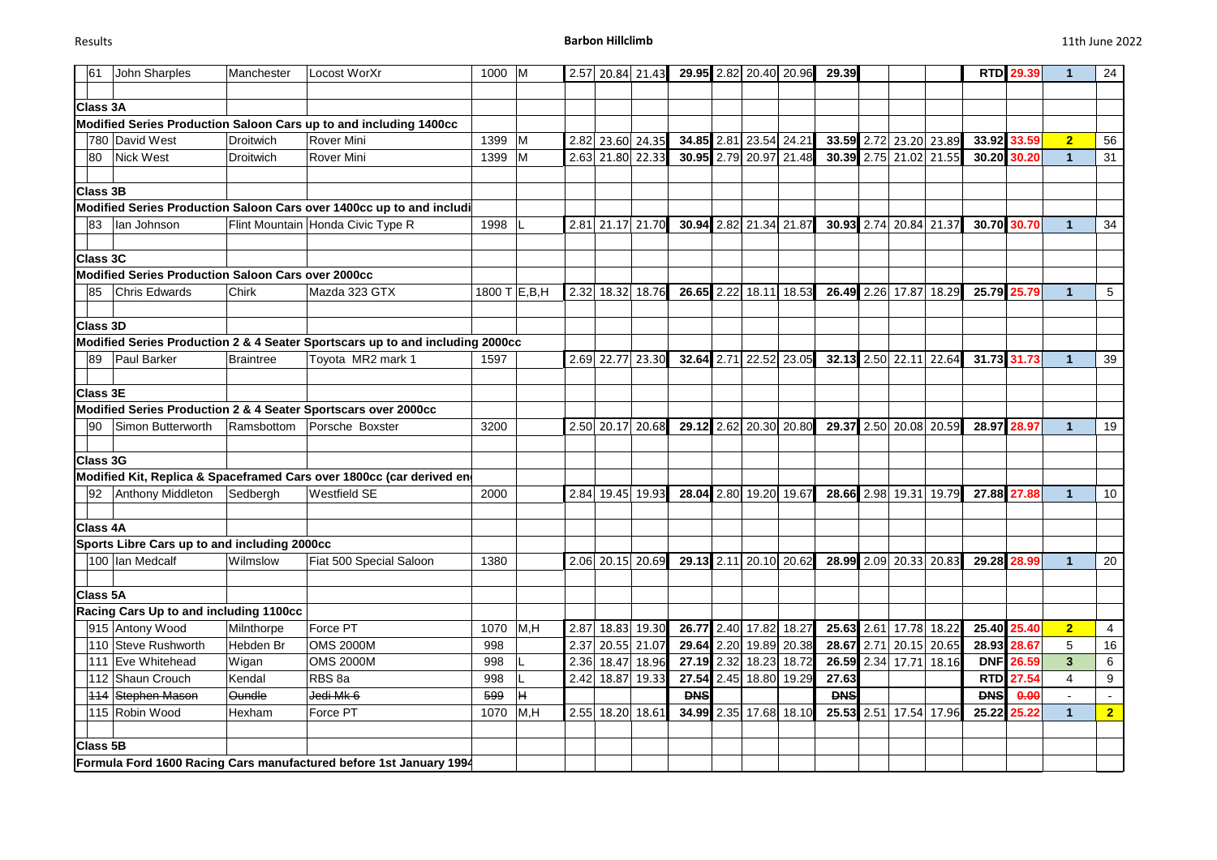| No. | Driver | Town | Car | cc | Class | 60ft | Split | Time | Run 1 | 60ft | Split | Time | Run 2 | 60ft | Split | Time | Run 3 | Best | | Pos | |
|---|---|---|---|---|---|---|---|---|---|---|---|---|---|---|---|---|---|---|---|---|---|
| 61 | John Sharples | Manchester | Locost WorXr | 1000 | M | 2.57 | 20.84 | 21.43 | 29.95 | 2.82 | 20.40 | 20.96 | 29.39 | | | | | RTD | 29.39 | 1 | 24 |
| | | | | | | | | | | | | | | | | | | | | | |
| **Class 3A** | | | | | | | | | | | | | | | | | | | | | |
| **Modified Series Production Saloon Cars up to and including 1400cc** | | | | | | | | | | | | | | | | | | | | | |
| 780 | David West | Droitwich | Rover Mini | 1399 | M | 2.82 | 23.60 | 24.35 | 34.85 | 2.81 | 23.54 | 24.21 | 33.59 | 2.72 | 23.20 | 23.89 | | 33.92 | 33.59 | 2 | 56 |
| 80 | Nick West | Droitwich | Rover Mini | 1399 | M | 2.63 | 21.80 | 22.33 | 30.95 | 2.79 | 20.97 | 21.48 | 30.39 | 2.75 | 21.02 | 21.55 | | 30.20 | 30.20 | 1 | 31 |
| | | | | | | | | | | | | | | | | | | | | | |
| **Class 3B** | | | | | | | | | | | | | | | | | | | | | |
| **Modified Series Production Saloon Cars over 1400cc up to and includi** | | | | | | | | | | | | | | | | | | | | | |
| 83 | Ian Johnson | Flint Mountain | Honda Civic Type R | 1998 | L | 2.81 | 21.17 | 21.70 | 30.94 | 2.82 | 21.34 | 21.87 | 30.93 | 2.74 | 20.84 | 21.37 | | 30.70 | 30.70 | 1 | 34 |
| | | | | | | | | | | | | | | | | | | | | | |
| **Class 3C** | | | | | | | | | | | | | | | | | | | | | |
| **Modified Series Production Saloon Cars over 2000cc** | | | | | | | | | | | | | | | | | | | | | |
| 85 | Chris Edwards | Chirk | Mazda 323 GTX | 1800 T | E,B,H | 2.32 | 18.32 | 18.76 | 26.65 | 2.22 | 18.11 | 18.53 | 26.49 | 2.26 | 17.87 | 18.29 | | 25.79 | 25.79 | 1 | 5 |
| | | | | | | | | | | | | | | | | | | | | | |
| **Class 3D** | | | | | | | | | | | | | | | | | | | | | |
| **Modified Series Production 2 & 4 Seater Sportscars up to and including 2000cc** | | | | | | | | | | | | | | | | | | | | | |
| 89 | Paul Barker | Braintree | Toyota MR2 mark 1 | 1597 | | 2.69 | 22.77 | 23.30 | 32.64 | 2.71 | 22.52 | 23.05 | 32.13 | 2.50 | 22.11 | 22.64 | | 31.73 | 31.73 | 1 | 39 |
| | | | | | | | | | | | | | | | | | | | | | |
| **Class 3E** | | | | | | | | | | | | | | | | | | | | | |
| **Modified Series Production 2 & 4 Seater Sportscars over 2000cc** | | | | | | | | | | | | | | | | | | | | | |
| 90 | Simon Butterworth | Ramsbottom | Porsche Boxster | 3200 | | 2.50 | 20.17 | 20.68 | 29.12 | 2.62 | 20.30 | 20.80 | 29.37 | 2.50 | 20.08 | 20.59 | | 28.97 | 28.97 | 1 | 19 |
| | | | | | | | | | | | | | | | | | | | | | |
| **Class 3G** | | | | | | | | | | | | | | | | | | | | | |
| **Modified Kit, Replica & Spaceframed Cars over 1800cc (car derived en** | | | | | | | | | | | | | | | | | | | | | |
| 92 | Anthony Middleton | Sedbergh | Westfield SE | 2000 | | 2.84 | 19.45 | 19.93 | 28.04 | 2.80 | 19.20 | 19.67 | 28.66 | 2.98 | 19.31 | 19.79 | | 27.88 | 27.88 | 1 | 10 |
| | | | | | | | | | | | | | | | | | | | | | |
| **Class 4A** | | | | | | | | | | | | | | | | | | | | | |
| **Sports Libre Cars up to and including 2000cc** | | | | | | | | | | | | | | | | | | | | | |
| 100 | Ian Medcalf | Wilmslow | Fiat 500 Special Saloon | 1380 | | 2.06 | 20.15 | 20.69 | 29.13 | 2.11 | 20.10 | 20.62 | 28.99 | 2.09 | 20.33 | 20.83 | | 29.28 | 28.99 | 1 | 20 |
| | | | | | | | | | | | | | | | | | | | | | |
| **Class 5A** | | | | | | | | | | | | | | | | | | | | | |
| **Racing Cars Up to and including 1100cc** | | | | | | | | | | | | | | | | | | | | | |
| 915 | Antony Wood | Milnthorpe | Force PT | 1070 | M,H | 2.87 | 18.83 | 19.30 | 26.77 | 2.40 | 17.82 | 18.27 | 25.63 | 2.61 | 17.78 | 18.22 | | 25.40 | 25.40 | 2 | 4 |
| 110 | Steve Rushworth | Hebden Br | OMS 2000M | 998 | | 2.37 | 20.55 | 21.07 | 29.64 | 2.20 | 19.89 | 20.38 | 28.67 | 2.71 | 20.15 | 20.65 | | 28.93 | 28.67 | 5 | 16 |
| 111 | Eve Whitehead | Wigan | OMS 2000M | 998 | L | 2.36 | 18.47 | 18.96 | 27.19 | 2.32 | 18.23 | 18.72 | 26.59 | 2.34 | 17.71 | 18.16 | | DNF | 26.59 | 3 | 6 |
| 112 | Shaun Crouch | Kendal | RBS 8a | 998 | L | 2.42 | 18.87 | 19.33 | 27.54 | 2.45 | 18.80 | 19.29 | 27.63 | | | | | RTD | 27.54 | 4 | 9 |
| ~~114~~ | ~~Stephen Mason~~ | ~~Oundle~~ | ~~Jedi Mk 6~~ | ~~599~~ | ~~H~~ | | | | DNS | | | | DNS | | | | | DNS | 0.00 | - | - |
| 115 | Robin Wood | Hexham | Force PT | 1070 | M,H | 2.55 | 18.20 | 18.61 | 34.99 | 2.35 | 17.68 | 18.10 | 25.53 | 2.51 | 17.54 | 17.96 | | 25.22 | 25.22 | 1 | 2 |
| | | | | | | | | | | | | | | | | | | | | | |
| **Class 5B** | | | | | | | | | | | | | | | | | | | | | |
| **Formula Ford 1600 Racing Cars manufactured before 1st January 1994** | | | | | | | | | | | | | | | | | | | | | |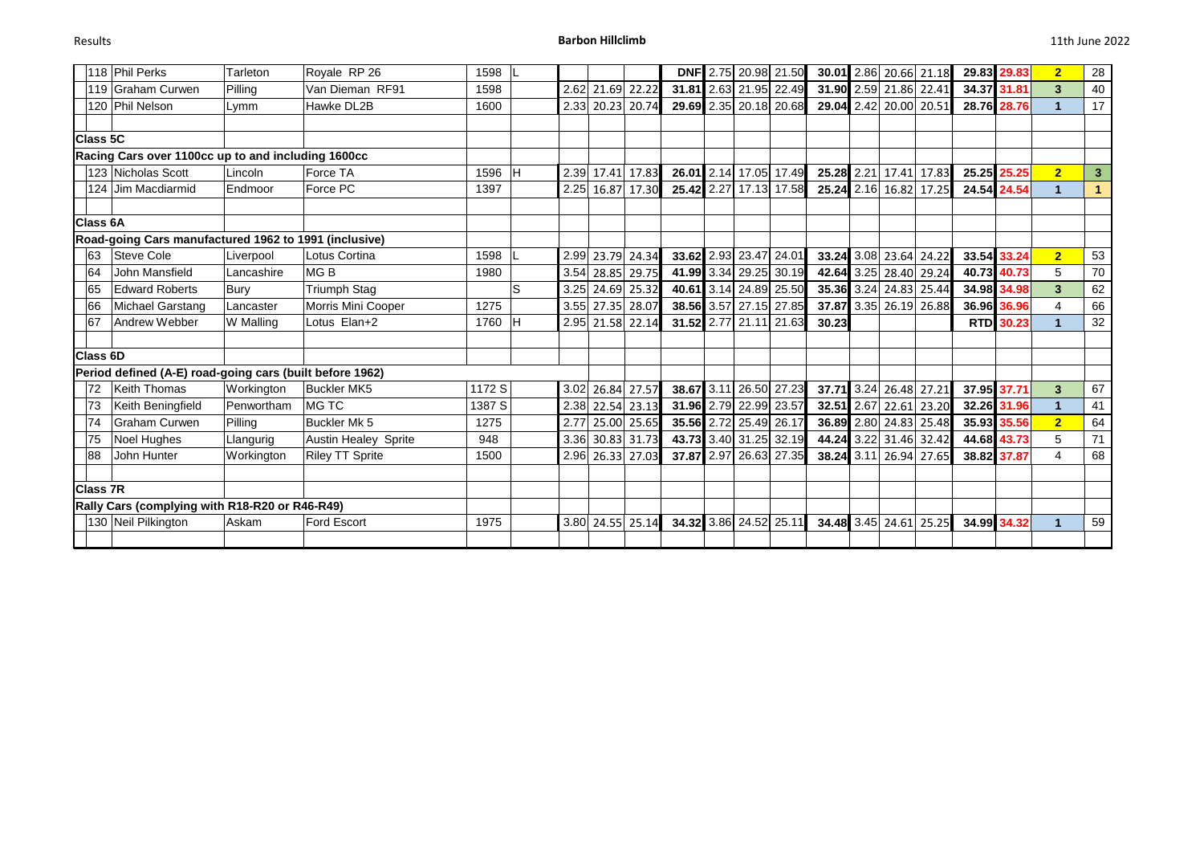| | | | | | | | | | | | | | | | | | | | |
|---|---|---|---|---|---|---|---|---|---|---|---|---|---|---|---|---|---|---|---|
| 118 | Phil Perks | Tarleton | Royale RP 26 | 1598 | L | | | | DNF | 2.75 | 20.98 | 21.50 | 30.01 | 2.86 | 20.66 | 21.18 | 29.83 | 29.83 | 2 | 28 |
| 119 | Graham Curwen | Pilling | Van Dieman RF91 | 1598 | | 2.62 | 21.69 | 22.22 | 31.81 | 2.63 | 21.95 | 22.49 | 31.90 | 2.59 | 21.86 | 22.41 | 34.37 | 31.81 | 3 | 40 |
| 120 | Phil Nelson | Lymm | Hawke DL2B | 1600 | | 2.33 | 20.23 | 20.74 | 29.69 | 2.35 | 20.18 | 20.68 | 29.04 | 2.42 | 20.00 | 20.51 | 28.76 | 28.76 | 1 | 17 |
| | | | | | | | | | | | | | | | | | | | | |
| **Class 5C** | | | | | | | | | | | | | | | | | | | | |
| **Racing Cars over 1100cc up to and including 1600cc** | | | | | | | | | | | | | | | | | | | | |
| 123 | Nicholas Scott | Lincoln | Force TA | 1596 | H | 2.39 | 17.41 | 17.83 | 26.01 | 2.14 | 17.05 | 17.49 | 25.28 | 2.21 | 17.41 | 17.83 | 25.25 | 25.25 | 2 | 3 |
| 124 | Jim Macdiarmid | Endmoor | Force PC | 1397 | | 2.25 | 16.87 | 17.30 | 25.42 | 2.27 | 17.13 | 17.58 | 25.24 | 2.16 | 16.82 | 17.25 | 24.54 | 24.54 | 1 | 1 |
| | | | | | | | | | | | | | | | | | | | | |
| **Class 6A** | | | | | | | | | | | | | | | | | | | | |
| **Road-going Cars manufactured 1962 to 1991 (inclusive)** | | | | | | | | | | | | | | | | | | | | |
| 63 | Steve Cole | Liverpool | Lotus Cortina | 1598 | L | 2.99 | 23.79 | 24.34 | 33.62 | 2.93 | 23.47 | 24.01 | 33.24 | 3.08 | 23.64 | 24.22 | 33.54 | 33.24 | 2 | 53 |
| 64 | John Mansfield | Lancashire | MG B | 1980 | | 3.54 | 28.85 | 29.75 | 41.99 | 3.34 | 29.25 | 30.19 | 42.64 | 3.25 | 28.40 | 29.24 | 40.73 | 40.73 | 5 | 70 |
| 65 | Edward Roberts | Bury | Triumph Stag | | S | 3.25 | 24.69 | 25.32 | 40.61 | 3.14 | 24.89 | 25.50 | 35.36 | 3.24 | 24.83 | 25.44 | 34.98 | 34.98 | 3 | 62 |
| 66 | Michael Garstang | Lancaster | Morris Mini Cooper | 1275 | | 3.55 | 27.35 | 28.07 | 38.56 | 3.57 | 27.15 | 27.85 | 37.87 | 3.35 | 26.19 | 26.88 | 36.96 | 36.96 | 4 | 66 |
| 67 | Andrew Webber | W Malling | Lotus Elan+2 | 1760 | H | 2.95 | 21.58 | 22.14 | 31.52 | 2.77 | 21.11 | 21.63 | 30.23 | | | | RTD | 30.23 | 1 | 32 |
| | | | | | | | | | | | | | | | | | | | | |
| **Class 6D** | | | | | | | | | | | | | | | | | | | | |
| **Period defined (A-E) road-going cars (built before 1962)** | | | | | | | | | | | | | | | | | | | | |
| 72 | Keith Thomas | Workington | Buckler MK5 | 1172 S | | 3.02 | 26.84 | 27.57 | 38.67 | 3.11 | 26.50 | 27.23 | 37.71 | 3.24 | 26.48 | 27.21 | 37.95 | 37.71 | 3 | 67 |
| 73 | Keith Beningfield | Penwortham | MG TC | 1387 S | | 2.38 | 22.54 | 23.13 | 31.96 | 2.79 | 22.99 | 23.57 | 32.51 | 2.67 | 22.61 | 23.20 | 32.26 | 31.96 | 1 | 41 |
| 74 | Graham Curwen | Pilling | Buckler Mk 5 | 1275 | | 2.77 | 25.00 | 25.65 | 35.56 | 2.72 | 25.49 | 26.17 | 36.89 | 2.80 | 24.83 | 25.48 | 35.93 | 35.56 | 2 | 64 |
| 75 | Noel Hughes | Llangurig | Austin Healey Sprite | 948 | | 3.36 | 30.83 | 31.73 | 43.73 | 3.40 | 31.25 | 32.19 | 44.24 | 3.22 | 31.46 | 32.42 | 44.68 | 43.73 | 5 | 71 |
| 88 | John Hunter | Workington | Riley TT Sprite | 1500 | | 2.96 | 26.33 | 27.03 | 37.87 | 2.97 | 26.63 | 27.35 | 38.24 | 3.11 | 26.94 | 27.65 | 38.82 | 37.87 | 4 | 68 |
| | | | | | | | | | | | | | | | | | | | | |
| **Class 7R** | | | | | | | | | | | | | | | | | | | | |
| **Rally Cars (complying with R18-R20 or R46-R49)** | | | | | | | | | | | | | | | | | | | | |
| 130 | Neil Pilkington | Askam | Ford Escort | 1975 | | 3.80 | 24.55 | 25.14 | 34.32 | 3.86 | 24.52 | 25.11 | 34.48 | 3.45 | 24.61 | 25.25 | 34.99 | 34.32 | 1 | 59 |